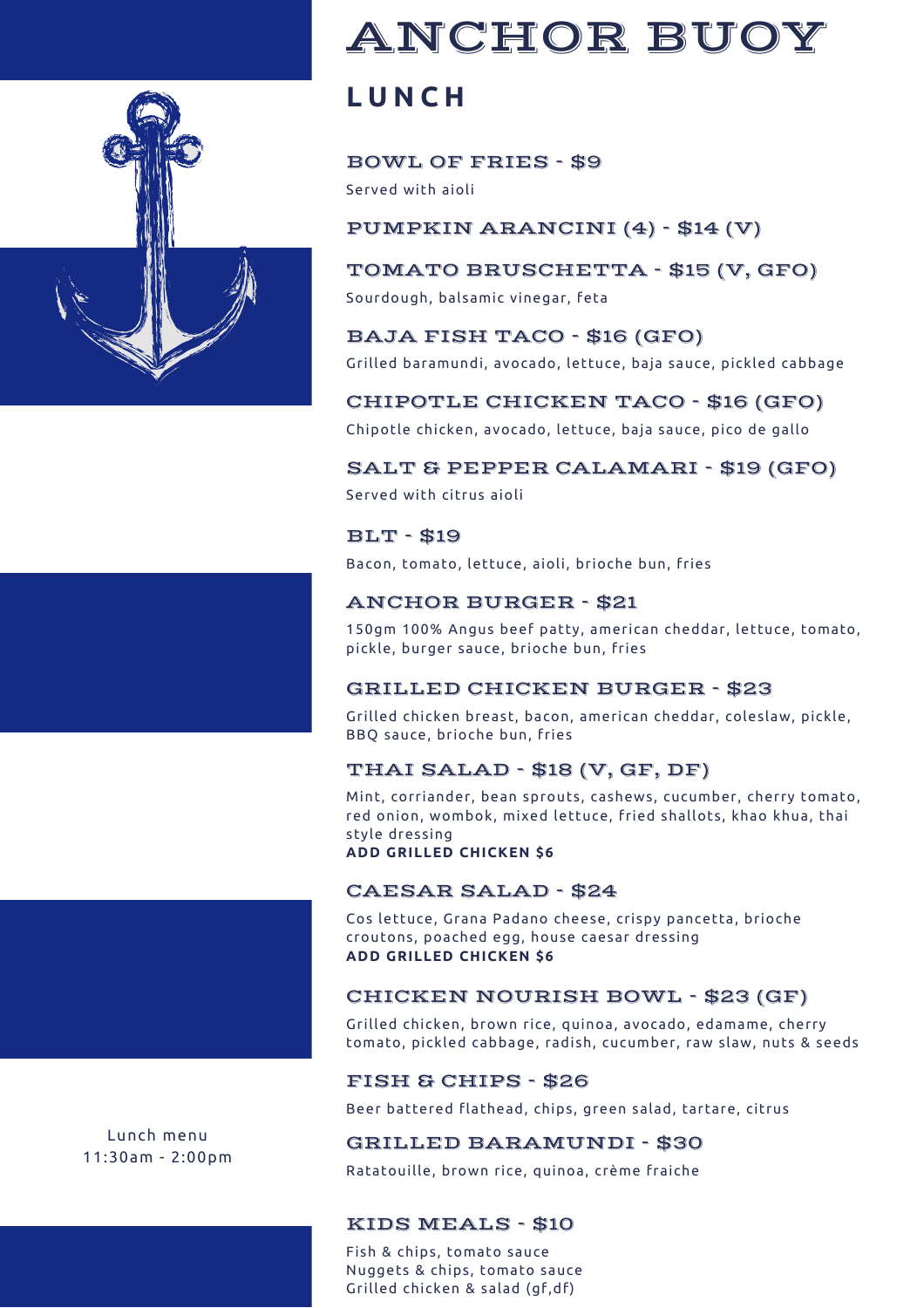# ANCHOR BUOY

## LUNCH

Lunch menu
11:30am - 2:00pm

### BOWL OF FRIES - $9

Served with aioli

### PUMPKIN ARANCINI (4) - $14 (V)

### TOMATO BRUSCHETTA - $15 (V, GFO)

Sourdough, balsamic vinegar, feta

### BAJA FISH TACO - $16 (GFO)

Grilled baramundi, avocado, lettuce, baja sauce, pickled cabbage

### CHIPOTLE CHICKEN TACO - $16 (GFO)

Chipotle chicken, avocado, lettuce, baja sauce, pico de gallo

### SALT & PEPPER CALAMARI - $19 (GFO)

Served with citrus aioli

### BLT - $19

Bacon, tomato, lettuce, aioli, brioche bun, fries

### ANCHOR BURGER - $21

150gm 100% Angus beef patty, american cheddar, lettuce, tomato, pickle, burger sauce, brioche bun, fries

### GRILLED CHICKEN BURGER - $23

Grilled chicken breast, bacon, american cheddar, coleslaw, pickle, BBQ sauce, brioche bun, fries

### THAI SALAD - $18 (V, GF, DF)

Mint, corriander, bean sprouts, cashews, cucumber, cherry tomato, red onion, wombok, mixed lettuce, fried shallots, khao khua, thai style dressing
**ADD GRILLED CHICKEN $6**

### CAESAR SALAD - $24

Cos lettuce, Grana Padano cheese, crispy pancetta, brioche croutons, poached egg, house caesar dressing
**ADD GRILLED CHICKEN $6**

### CHICKEN NOURISH BOWL - $23 (GF)

Grilled chicken, brown rice, quinoa, avocado, edamame, cherry tomato, pickled cabbage, radish, cucumber, raw slaw, nuts & seeds

### FISH & CHIPS - $26

Beer battered flathead, chips, green salad, tartare, citrus

### GRILLED BARAMUNDI - $30

Ratatouille, brown rice, quinoa, crème fraiche

### KIDS MEALS - $10

Fish & chips, tomato sauce
Nuggets & chips, tomato sauce
Grilled chicken & salad (gf,df)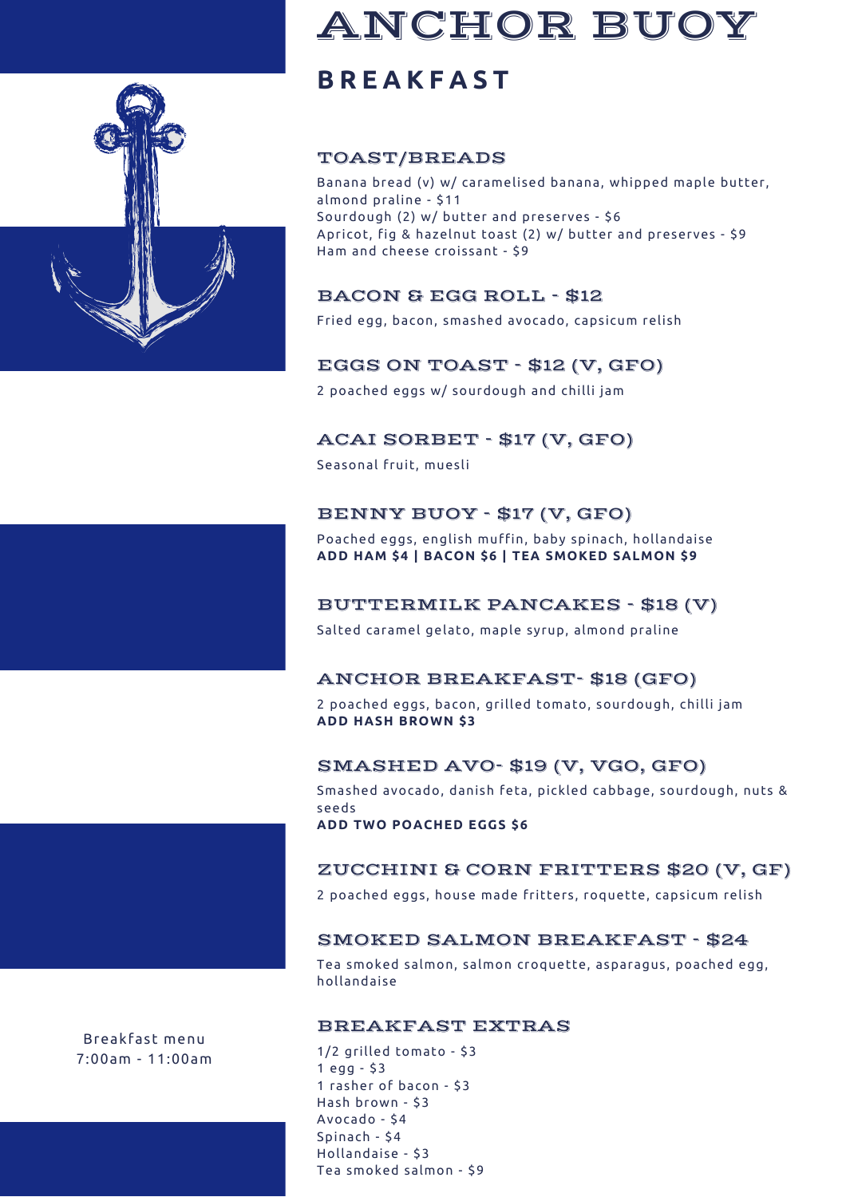# ANCHOR BUOY

## BREAKFAST

### TOAST/BREADS

Banana bread (v) w/ caramelised banana, whipped maple butter, almond praline - $11
Sourdough (2) w/ butter and preserves - $6
Apricot, fig & hazelnut toast (2) w/ butter and preserves - $9
Ham and cheese croissant - $9

### BACON & EGG ROLL - $12

Fried egg, bacon, smashed avocado, capsicum relish

### EGGS ON TOAST - $12 (V, GFO)

2 poached eggs w/ sourdough and chilli jam

### ACAI SORBET - $17 (V, GFO)

Seasonal fruit, muesli

### BENNY BUOY - $17 (V, GFO)

Poached eggs, english muffin, baby spinach, hollandaise
**ADD HAM $4 | BACON $6 | TEA SMOKED SALMON $9**

### BUTTERMILK PANCAKES - $18 (V)

Salted caramel gelato, maple syrup, almond praline

### ANCHOR BREAKFAST- $18 (GFO)

2 poached eggs, bacon, grilled tomato, sourdough, chilli jam
**ADD HASH BROWN $3**

### SMASHED AVO- $19 (V, VGO, GFO)

Smashed avocado, danish feta, pickled cabbage, sourdough, nuts & seeds
**ADD TWO POACHED EGGS $6**

### ZUCCHINI & CORN FRITTERS $20 (V, GF)

2 poached eggs, house made fritters, roquette, capsicum relish

### SMOKED SALMON BREAKFAST - $24

Tea smoked salmon, salmon croquette, asparagus, poached egg, hollandaise

### BREAKFAST EXTRAS

1/2 grilled tomato - $3
1 egg - $3
1 rasher of bacon - $3
Hash brown - $3
Avocado - $4
Spinach - $4
Hollandaise - $3
Tea smoked salmon - $9

Breakfast menu
7:00am - 11:00am